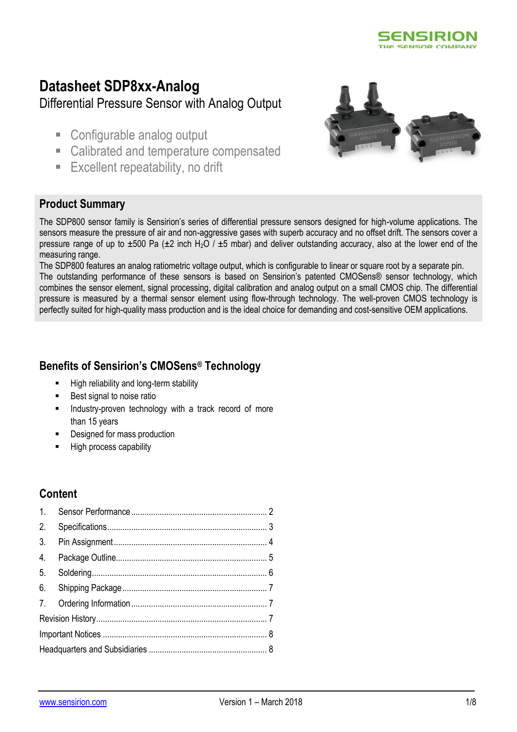SENSIRION
THE SENSOR COMPANY

# Datasheet SDP8xx-Analog

Differential Pressure Sensor with Analog Output

- Configurable analog output
- Calibrated and temperature compensated
- Excellent repeatability, no drift

## Product Summary

The SDP800 sensor family is Sensirion's series of differential pressure sensors designed for high-volume applications. The sensors measure the pressure of air and non-aggressive gases with superb accuracy and no offset drift. The sensors cover a pressure range of up to ±500 Pa (±2 inch $H_2O$ / ±5 mbar) and deliver outstanding accuracy, also at the lower end of the measuring range.
The SDP800 features an analog ratiometric voltage output, which is configurable to linear or square root by a separate pin.
The outstanding performance of these sensors is based on Sensirion's patented CMOSens® sensor technology, which combines the sensor element, signal processing, digital calibration and analog output on a small CMOS chip. The differential pressure is measured by a thermal sensor element using flow-through technology. The well-proven CMOS technology is perfectly suited for high-quality mass production and is the ideal choice for demanding and cost-sensitive OEM applications.

## Benefits of Sensirion's CMOSens® Technology

- High reliability and long-term stability
- Best signal to noise ratio
- Industry-proven technology with a track record of more than 15 years
- Designed for mass production
- High process capability

## Content

1. Sensor Performance ........ 2
2. Specifications ........ 3
3. Pin Assignment ........ 4
4. Package Outline ........ 5
5. Soldering ........ 6
6. Shipping Package ........ 7
7. Ordering Information ........ 7

Revision History ........ 7
Important Notices ........ 8
Headquarters and Subsidiaries ........ 8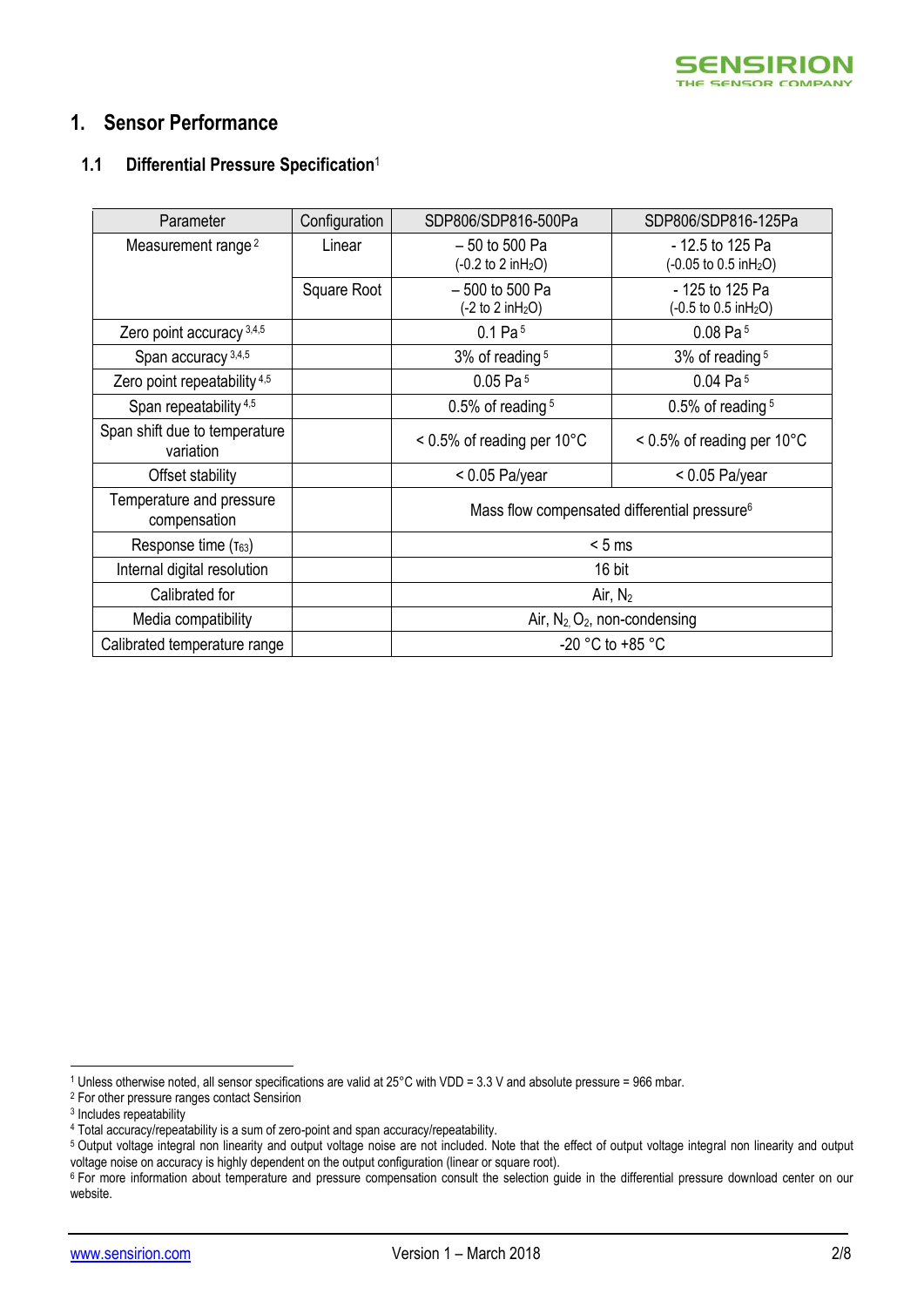# 1. Sensor Performance

## 1.1 Differential Pressure Specification[1]

| Parameter | Configuration | SDP806/SDP816-500Pa | SDP806/SDP816-125Pa |
|---|---|---|---|
| Measurement range [2] | Linear | – 50 to 500 Pa (-0.2 to 2 in$H_2O$) | - 12.5 to 125 Pa (-0.05 to 0.5 in$H_2O$) |
| | Square Root | – 500 to 500 Pa (-2 to 2 in$H_2O$) | - 125 to 125 Pa (-0.5 to 0.5 in$H_2O$) |
| Zero point accuracy [3,4,5] | | 0.1 Pa [5] | 0.08 Pa [5] |
| Span accuracy [3,4,5] | | 3% of reading [5] | 3% of reading [5] |
| Zero point repeatability [4,5] | | 0.05 Pa [5] | 0.04 Pa [5] |
| Span repeatability [4,5] | | 0.5% of reading [5] | 0.5% of reading [5] |
| Span shift due to temperature variation | | < 0.5% of reading per 10°C | < 0.5% of reading per 10°C |
| Offset stability | | < 0.05 Pa/year | < 0.05 Pa/year |
| Temperature and pressure compensation | | Mass flow compensated differential pressure[6] | |
| Response time ($\tau_{63}$) | | < 5 ms | |
| Internal digital resolution | | 16 bit | |
| Calibrated for | | Air, $N_2$ | |
| Media compatibility | | Air, $N_2$, $O_2$, non-condensing | |
| Calibrated temperature range | | -20 °C to +85 °C | |

[1] Unless otherwise noted, all sensor specifications are valid at 25°C with VDD = 3.3 V and absolute pressure = 966 mbar.
[2] For other pressure ranges contact Sensirion
[3] Includes repeatability
[4] Total accuracy/repeatability is a sum of zero-point and span accuracy/repeatability.
[5] Output voltage integral non linearity and output voltage noise are not included. Note that the effect of output voltage integral non linearity and output voltage noise on accuracy is highly dependent on the output configuration (linear or square root).
[6] For more information about temperature and pressure compensation consult the selection guide in the differential pressure download center on our website.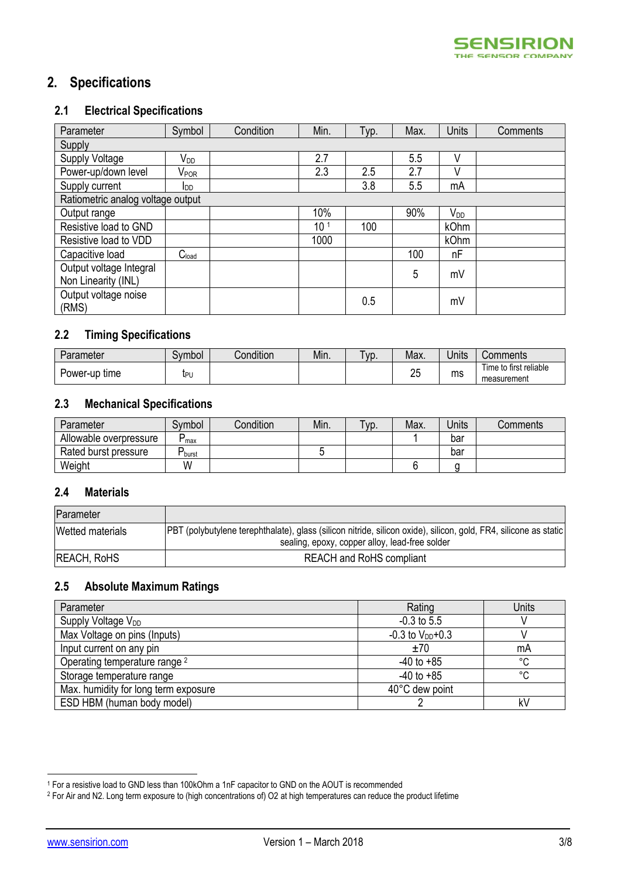## 2. Specifications

### 2.1 Electrical Specifications

| Parameter | Symbol | Condition | Min. | Typ. | Max. | Units | Comments |
|---|---|---|---|---|---|---|---|
| Supply | | | | | | | |
| Supply Voltage | $V_{DD}$ | | 2.7 | | 5.5 | V | |
| Power-up/down level | $V_{POR}$ | | 2.3 | 2.5 | 2.7 | V | |
| Supply current | $I_{DD}$ | | | 3.8 | 5.5 | mA | |
| Ratiometric analog voltage output | | | | | | | |
| Output range | | | 10% | | 90% | $V_{DD}$ | |
| Resistive load to GND | | | 10 [1] | 100 | | kOhm | |
| Resistive load to VDD | | | 1000 | | | kOhm | |
| Capacitive load | $C_{load}$ | | | | 100 | nF | |
| Output voltage Integral Non Linearity (INL) | | | | | 5 | mV | |
| Output voltage noise (RMS) | | | | 0.5 | | mV | |

### 2.2 Timing Specifications

| Parameter | Symbol | Condition | Min. | Typ. | Max. | Units | Comments |
|---|---|---|---|---|---|---|---|
| Power-up time | $t_{PU}$ | | | | 25 | ms | Time to first reliable measurement |

### 2.3 Mechanical Specifications

| Parameter | Symbol | Condition | Min. | Typ. | Max. | Units | Comments |
|---|---|---|---|---|---|---|---|
| Allowable overpressure | $P_{max}$ | | | | 1 | bar | |
| Rated burst pressure | $P_{burst}$ | | 5 | | | bar | |
| Weight | W | | | | 6 | g | |

### 2.4 Materials

| Parameter | |
|---|---|
| Wetted materials | PBT (polybutylene terephthalate), glass (silicon nitride, silicon oxide), silicon, gold, FR4, silicone as static sealing, epoxy, copper alloy, lead-free solder |
| REACH, RoHS | REACH and RoHS compliant |

### 2.5 Absolute Maximum Ratings

| Parameter | Rating | Units |
|---|---|---|
| Supply Voltage $V_{DD}$ | -0.3 to 5.5 | V |
| Max Voltage on pins (Inputs) | -0.3 to $V_{DD}$+0.3 | V |
| Input current on any pin | ±70 | mA |
| Operating temperature range [2] | -40 to +85 | °C |
| Storage temperature range | -40 to +85 | °C |
| Max. humidity for long term exposure | 40°C dew point | |
| ESD HBM (human body model) | 2 | kV |

[1] For a resistive load to GND less than 100kOhm a 1nF capacitor to GND on the AOUT is recommended

[2] For Air and N2. Long term exposure to (high concentrations of) O2 at high temperatures can reduce the product lifetime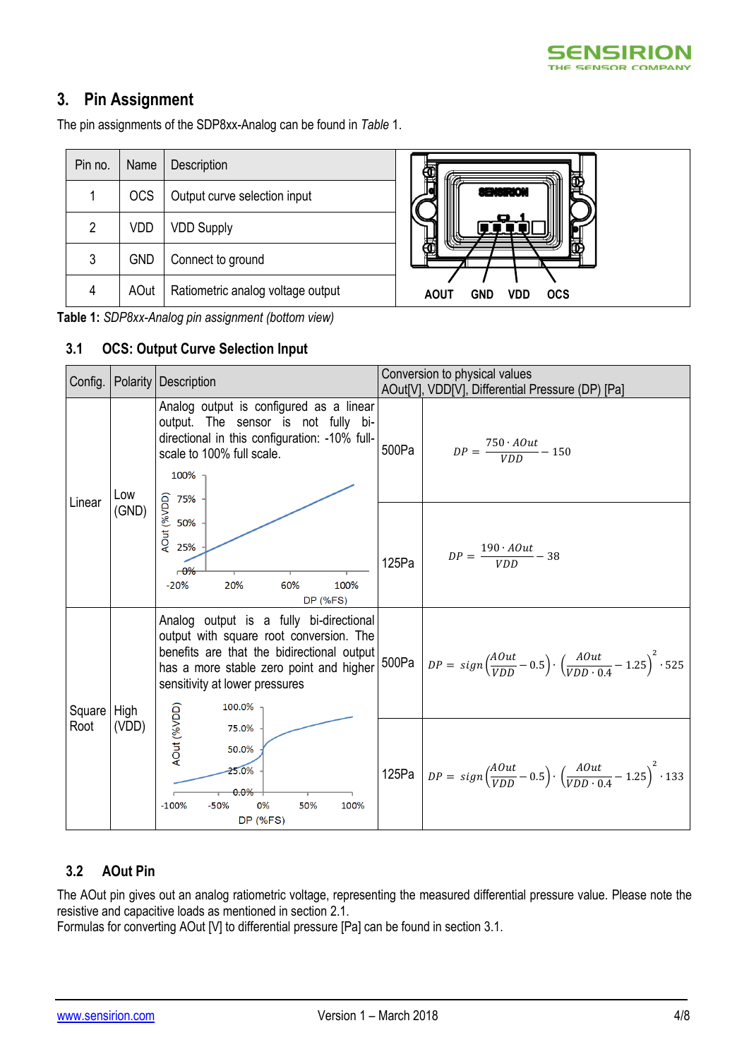## 3. Pin Assignment

The pin assignments of the SDP8xx-Analog can be found in *Table* 1.

| Pin no. | Name | Description |
|---|---|---|
| 1 | OCS | Output curve selection input |
| 2 | VDD | VDD Supply |
| 3 | GND | Connect to ground |
| 4 | AOut | Ratiometric analog voltage output |

AOUT GND VDD OCS

**Table 1:** *SDP8xx-Analog pin assignment (bottom view)*

### 3.1 OCS: Output Curve Selection Input

| Config. | Polarity | Description | Conversion to physical values AOut[V], VDD[V], Differential Pressure (DP) [Pa] | |
|---|---|---|---|---|
| Linear | Low (GND) | Analog output is configured as a linear output. The sensor is not fully bi-directional in this configuration: -10% full-scale to 100% full scale. | 500Pa | $DP = \frac{750 \cdot AOut}{VDD} - 150$ |
| | | | 125Pa | $DP = \frac{190 \cdot AOut}{VDD} - 38$ |
| Square Root | High (VDD) | Analog output is a fully bi-directional output with square root conversion. The benefits are that the bidirectional output has a more stable zero point and higher sensitivity at lower pressures | 500Pa | $DP = sign\left(\frac{AOut}{VDD} - 0.5\right) \cdot \left(\frac{AOut}{VDD \cdot 0.4} - 1.25\right)^2 \cdot 525$ |
| | | | 125Pa | $DP = sign\left(\frac{AOut}{VDD} - 0.5\right) \cdot \left(\frac{AOut}{VDD \cdot 0.4} - 1.25\right)^2 \cdot 133$ |

### 3.2 AOut Pin

The AOut pin gives out an analog ratiometric voltage, representing the measured differential pressure value. Please note the resistive and capacitive loads as mentioned in section 2.1.
Formulas for converting AOut [V] to differential pressure [Pa] can be found in section 3.1.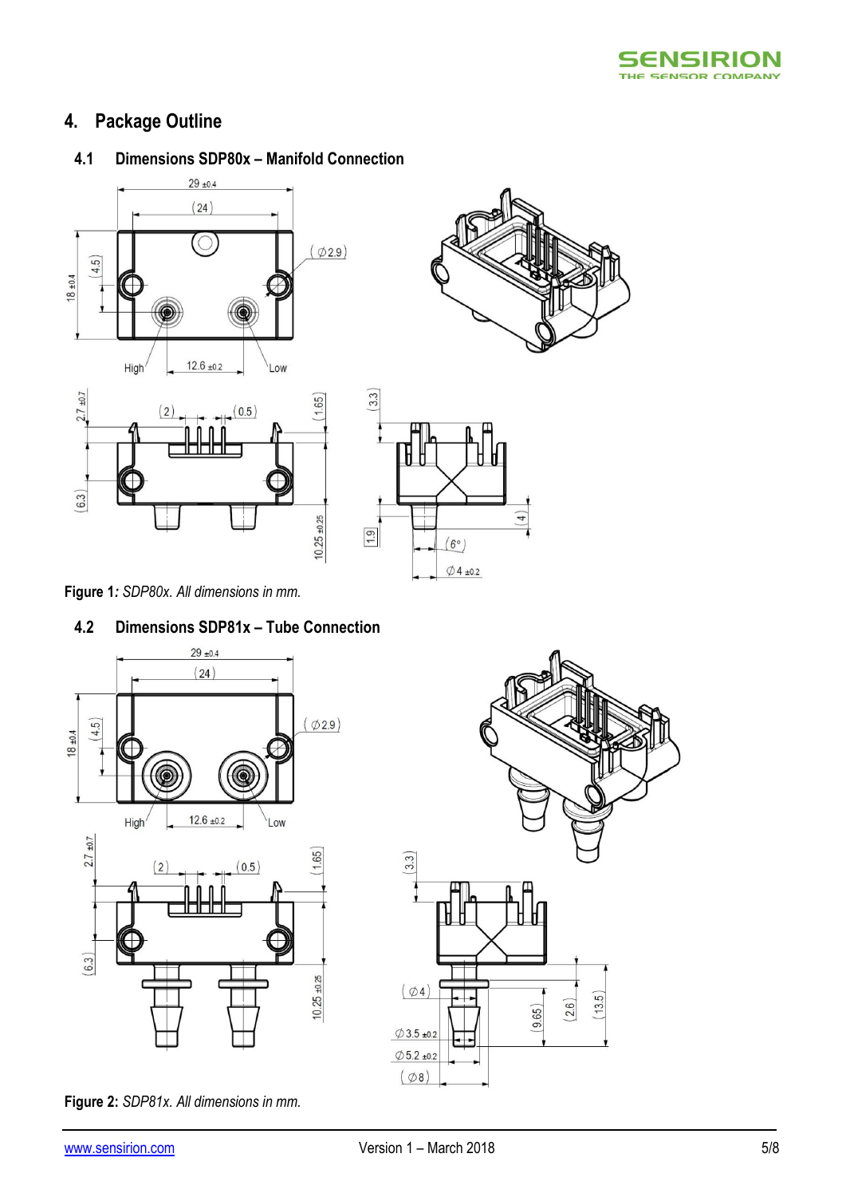# 4. Package Outline

## 4.1 Dimensions SDP80x – Manifold Connection

**Figure 1***: SDP80x. All dimensions in mm.*

## 4.2 Dimensions SDP81x – Tube Connection

**Figure 2:** *SDP81x. All dimensions in mm.*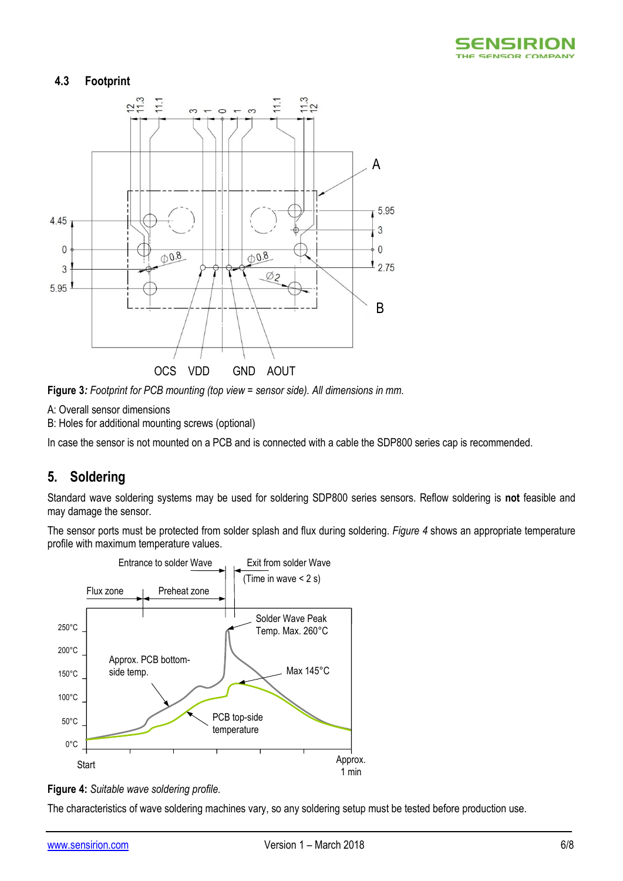### 4.3 Footprint

**Figure 3***: Footprint for PCB mounting (top view = sensor side). All dimensions in mm.*

A: Overall sensor dimensions

B: Holes for additional mounting screws (optional)

In case the sensor is not mounted on a PCB and is connected with a cable the SDP800 series cap is recommended.

## 5. Soldering

Standard wave soldering systems may be used for soldering SDP800 series sensors. Reflow soldering is **not** feasible and may damage the sensor.

The sensor ports must be protected from solder splash and flux during soldering. *Figure 4* shows an appropriate temperature profile with maximum temperature values.

**Figure 4:** *Suitable wave soldering profile.*

The characteristics of wave soldering machines vary, so any soldering setup must be tested before production use.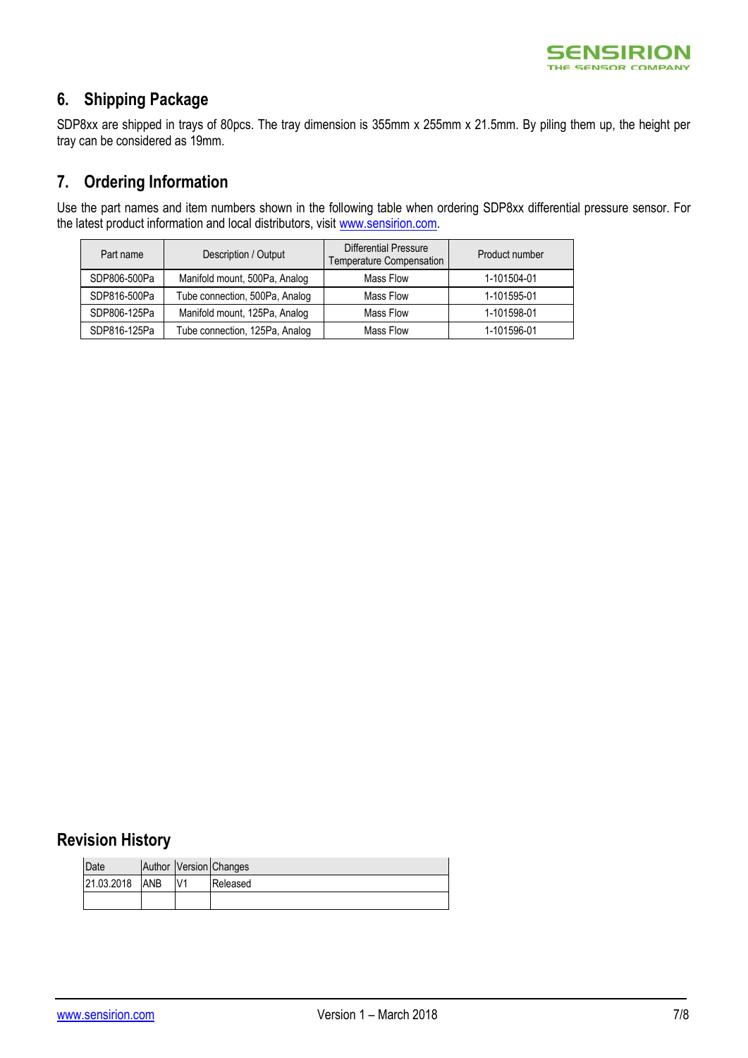## 6. Shipping Package

SDP8xx are shipped in trays of 80pcs. The tray dimension is 355mm x 255mm x 21.5mm. By piling them up, the height per tray can be considered as 19mm.

## 7. Ordering Information

Use the part names and item numbers shown in the following table when ordering SDP8xx differential pressure sensor. For the latest product information and local distributors, visit www.sensirion.com.

| Part name | Description / Output | Differential Pressure Temperature Compensation | Product number |
|---|---|---|---|
| SDP806-500Pa | Manifold mount, 500Pa, Analog | Mass Flow | 1-101504-01 |
| SDP816-500Pa | Tube connection, 500Pa, Analog | Mass Flow | 1-101595-01 |
| SDP806-125Pa | Manifold mount, 125Pa, Analog | Mass Flow | 1-101598-01 |
| SDP816-125Pa | Tube connection, 125Pa, Analog | Mass Flow | 1-101596-01 |

## Revision History

| Date | Author | Version | Changes |
|---|---|---|---|
| 21.03.2018 | ANB | V1 | Released |
| | | | |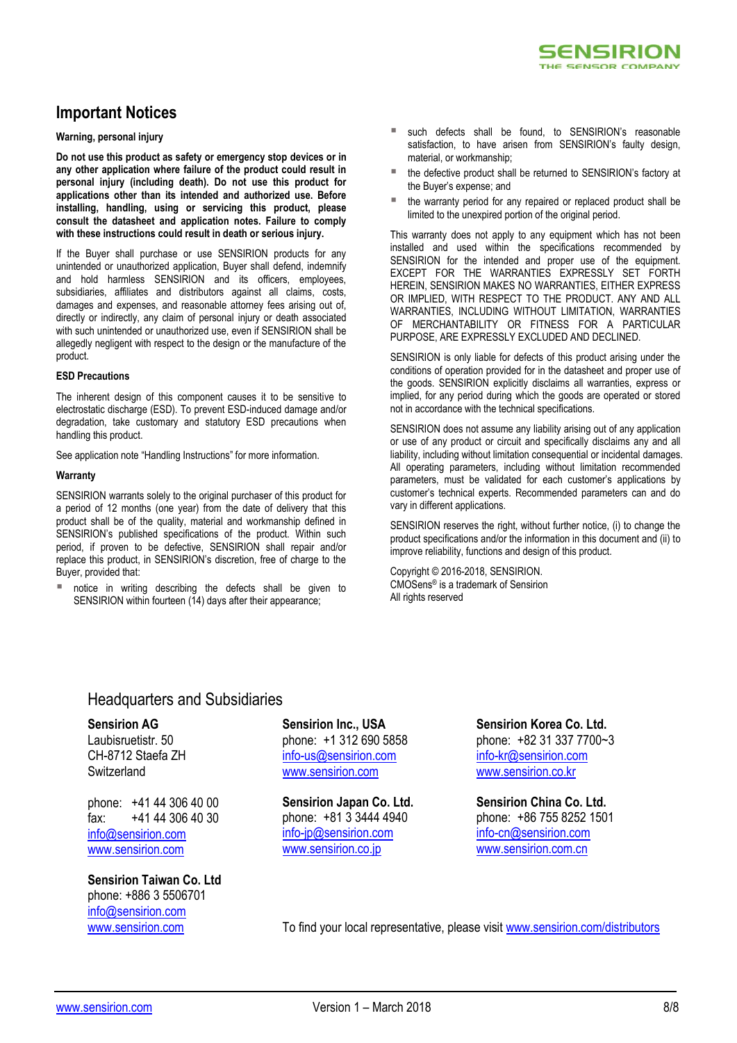# Important Notices

**Warning, personal injury**

**Do not use this product as safety or emergency stop devices or in any other application where failure of the product could result in personal injury (including death). Do not use this product for applications other than its intended and authorized use. Before installing, handling, using or servicing this product, please consult the datasheet and application notes. Failure to comply with these instructions could result in death or serious injury.**

If the Buyer shall purchase or use SENSIRION products for any unintended or unauthorized application, Buyer shall defend, indemnify and hold harmless SENSIRION and its officers, employees, subsidiaries, affiliates and distributors against all claims, costs, damages and expenses, and reasonable attorney fees arising out of, directly or indirectly, any claim of personal injury or death associated with such unintended or unauthorized use, even if SENSIRION shall be allegedly negligent with respect to the design or the manufacture of the product.

**ESD Precautions**

The inherent design of this component causes it to be sensitive to electrostatic discharge (ESD). To prevent ESD-induced damage and/or degradation, take customary and statutory ESD precautions when handling this product.

See application note "Handling Instructions" for more information.

**Warranty**

SENSIRION warrants solely to the original purchaser of this product for a period of 12 months (one year) from the date of delivery that this product shall be of the quality, material and workmanship defined in SENSIRION's published specifications of the product. Within such period, if proven to be defective, SENSIRION shall repair and/or replace this product, in SENSIRION's discretion, free of charge to the Buyer, provided that:

- notice in writing describing the defects shall be given to SENSIRION within fourteen (14) days after their appearance;
- such defects shall be found, to SENSIRION's reasonable satisfaction, to have arisen from SENSIRION's faulty design, material, or workmanship;
- the defective product shall be returned to SENSIRION's factory at the Buyer's expense; and
- the warranty period for any repaired or replaced product shall be limited to the unexpired portion of the original period.

This warranty does not apply to any equipment which has not been installed and used within the specifications recommended by SENSIRION for the intended and proper use of the equipment. EXCEPT FOR THE WARRANTIES EXPRESSLY SET FORTH HEREIN, SENSIRION MAKES NO WARRANTIES, EITHER EXPRESS OR IMPLIED, WITH RESPECT TO THE PRODUCT. ANY AND ALL WARRANTIES, INCLUDING WITHOUT LIMITATION, WARRANTIES OF MERCHANTABILITY OR FITNESS FOR A PARTICULAR PURPOSE, ARE EXPRESSLY EXCLUDED AND DECLINED.

SENSIRION is only liable for defects of this product arising under the conditions of operation provided for in the datasheet and proper use of the goods. SENSIRION explicitly disclaims all warranties, express or implied, for any period during which the goods are operated or stored not in accordance with the technical specifications.

SENSIRION does not assume any liability arising out of any application or use of any product or circuit and specifically disclaims any and all liability, including without limitation consequential or incidental damages. All operating parameters, including without limitation recommended parameters, must be validated for each customer's applications by customer's technical experts. Recommended parameters can and do vary in different applications.

SENSIRION reserves the right, without further notice, (i) to change the product specifications and/or the information in this document and (ii) to improve reliability, functions and design of this product.

Copyright © 2016-2018, SENSIRION.
CMOSens® is a trademark of Sensirion
All rights reserved

## Headquarters and Subsidiaries

**Sensirion AG**
Laubisruetistr. 50
CH-8712 Staefa ZH
Switzerland

phone: +41 44 306 40 00
fax: +41 44 306 40 30
info@sensirion.com
www.sensirion.com

**Sensirion Taiwan Co. Ltd**
phone: +886 3 5506701
info@sensirion.com
www.sensirion.com

**Sensirion Inc., USA**
phone: +1 312 690 5858
info-us@sensirion.com
www.sensirion.com

**Sensirion Japan Co. Ltd.**
phone: +81 3 3444 4940
info-jp@sensirion.com
www.sensirion.co.jp

**Sensirion Korea Co. Ltd.**
phone: +82 31 337 7700~3
info-kr@sensirion.com
www.sensirion.co.kr

**Sensirion China Co. Ltd.**
phone: +86 755 8252 1501
info-cn@sensirion.com
www.sensirion.com.cn

To find your local representative, please visit www.sensirion.com/distributors